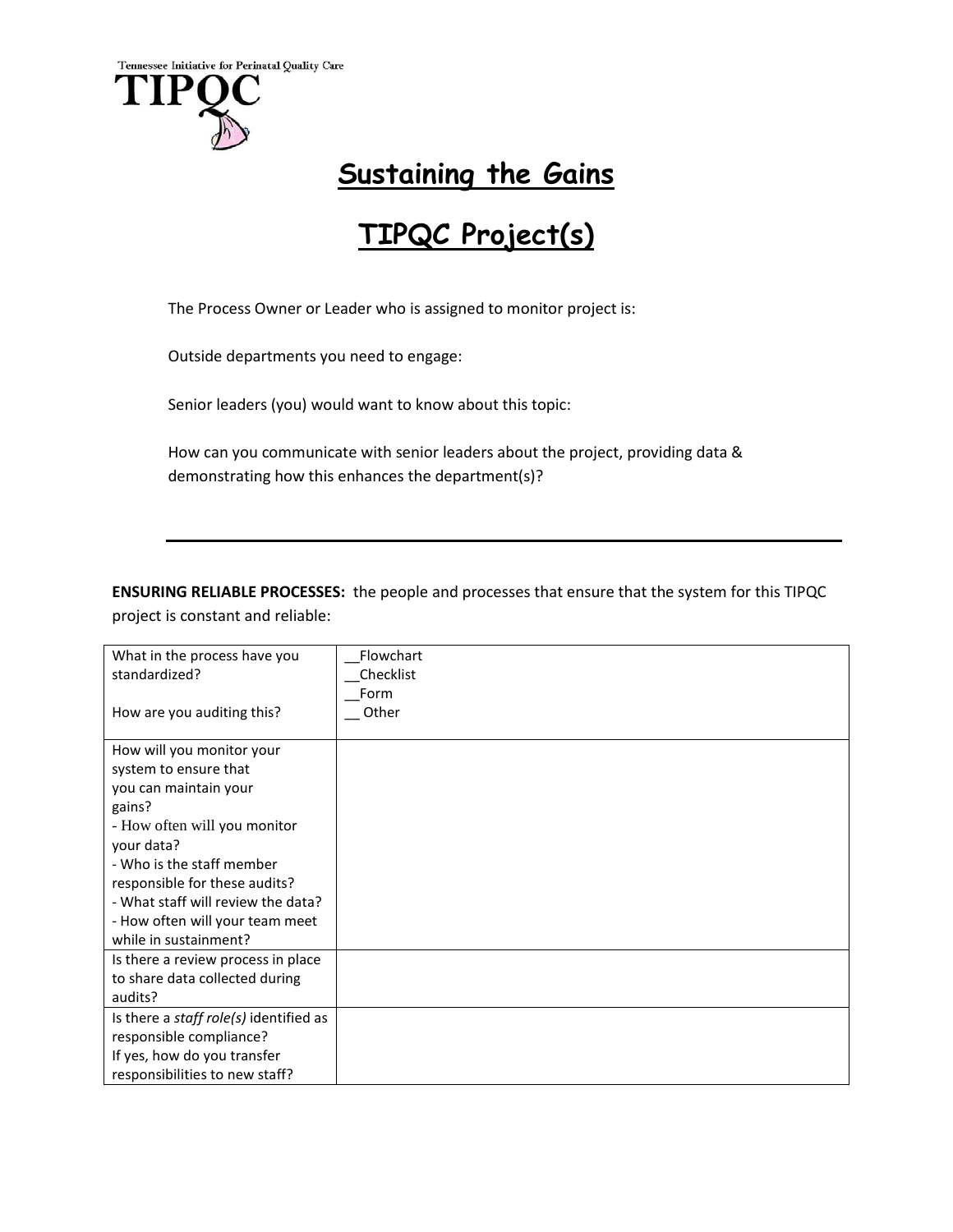Tennessee Initiative for Perinatal Quality Care

TIPQC

# Sustaining the Gains

# TIPQC Project(s)

The Process Owner or Leader who is assigned to monitor project is:

Outside departments you need to engage:

Senior leaders (you) would want to know about this topic:

How can you communicate with senior leaders about the project, providing data & demonstrating how this enhances the department(s)?

---

**ENSURING RELIABLE PROCESSES:** the people and processes that ensure that the system for this TIPQC project is constant and reliable:

| | |
|---|---|
| What in the process have you standardized?<br><br>How are you auditing this? | __Flowchart<br>__Checklist<br>__Form<br>__ Other |
| How will you monitor your system to ensure that you can maintain your gains?<br>- How often will you monitor your data?<br>- Who is the staff member responsible for these audits?<br>- What staff will review the data?<br>- How often will your team meet while in sustainment? | |
| Is there a review process in place to share data collected during audits? | |
| Is there a *staff role(s)* identified as responsible compliance?<br>If yes, how do you transfer responsibilities to new staff? | |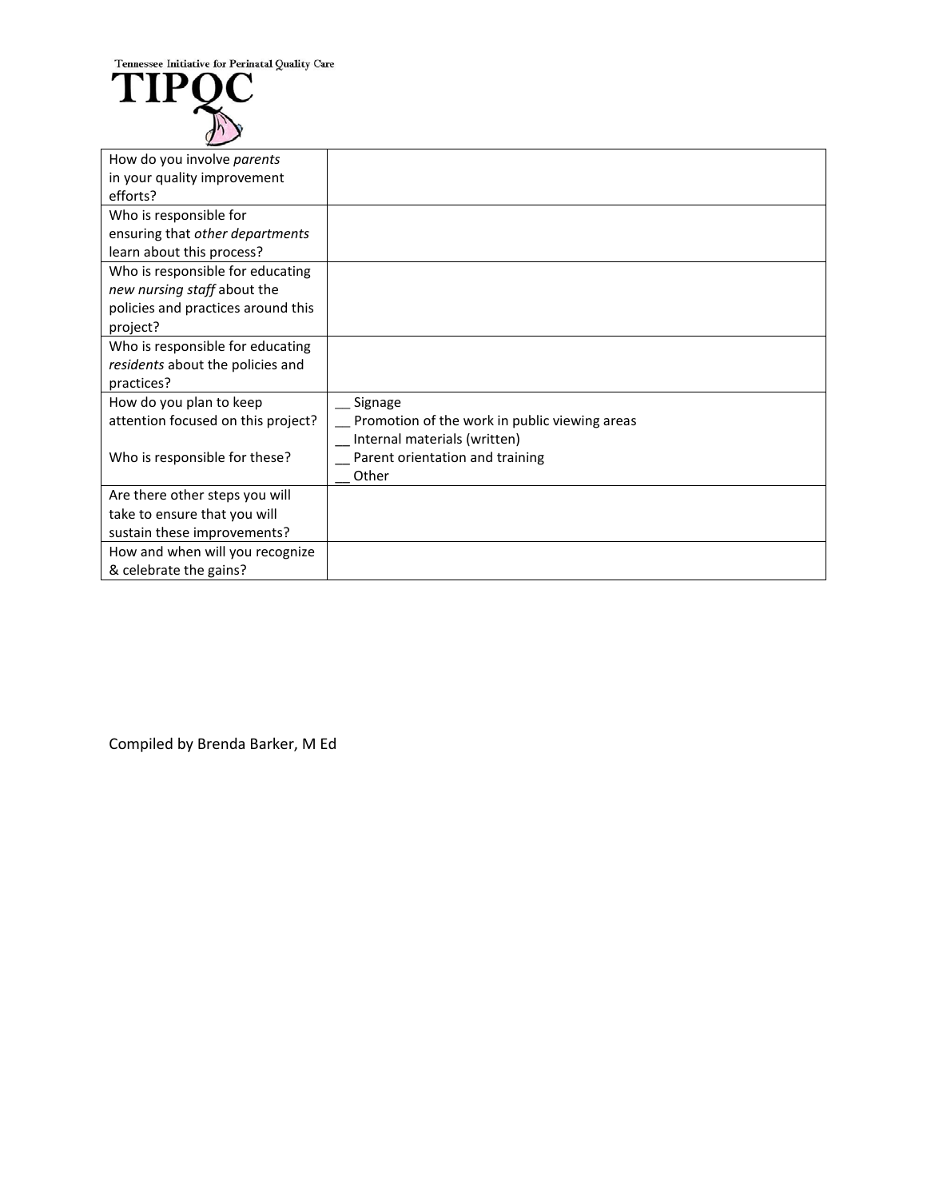Tennessee Initiative for Perinatal Quality Care

TIPQC

| | |
|---|---|
| How do you involve *parents* in your quality improvement efforts? | |
| Who is responsible for ensuring that *other departments* learn about this process? | |
| Who is responsible for educating *new nursing staff* about the policies and practices around this project? | |
| Who is responsible for educating *residents* about the policies and practices? | |
| How do you plan to keep attention focused on this project?<br><br>Who is responsible for these? | __ Signage<br>__ Promotion of the work in public viewing areas<br>__ Internal materials (written)<br>__ Parent orientation and training<br>__ Other |
| Are there other steps you will take to ensure that you will sustain these improvements? | |
| How and when will you recognize & celebrate the gains? | |

Compiled by Brenda Barker, M Ed